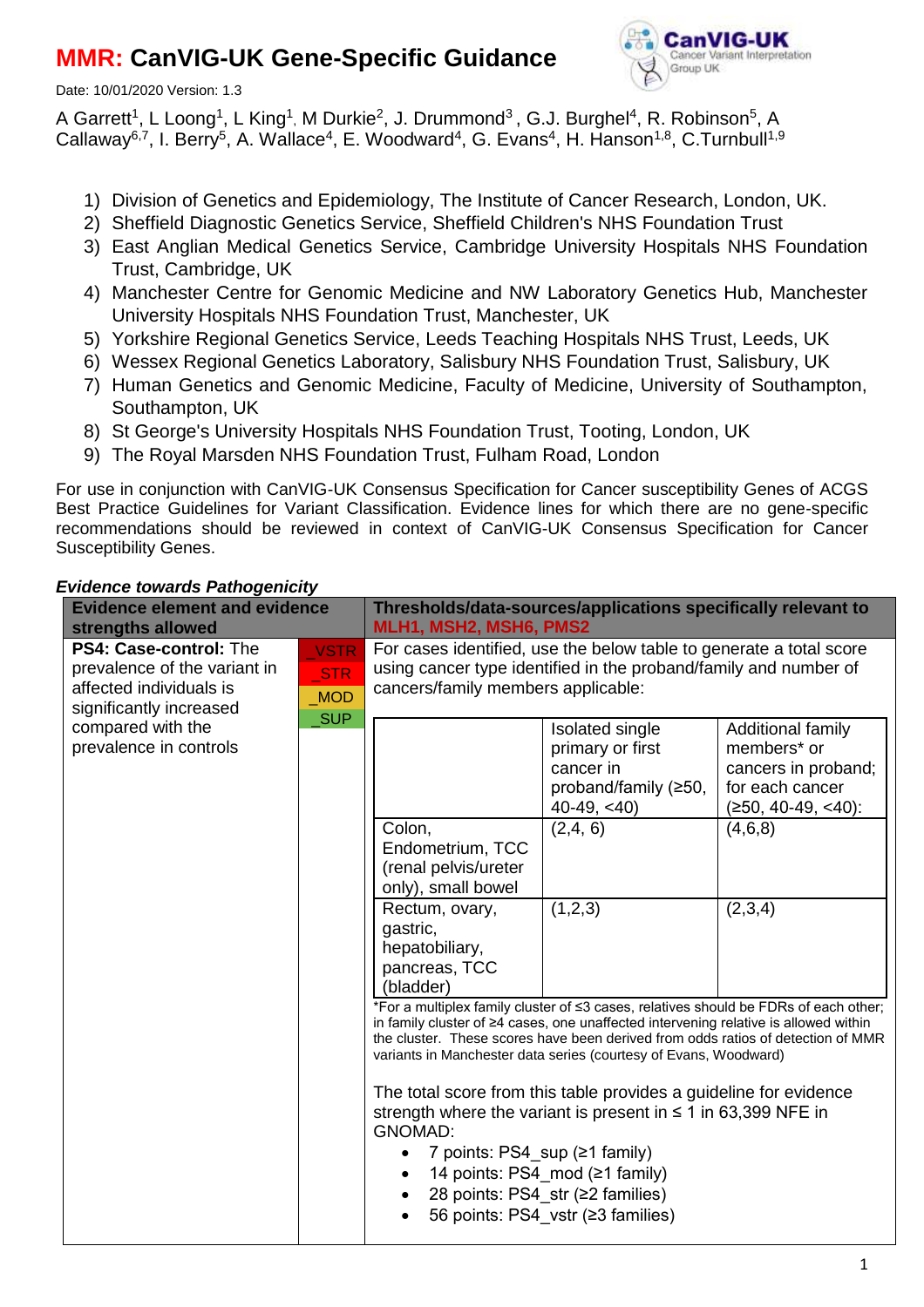# **MMR:** CanVIG-UK Gene-Specific Guidance

Date: 10/01/2020 Version: 1.3

A Garrett[1], L Loong[1], L King[1], M Durkie[2], J. Drummond[3], G.J. Burghel[4], R. Robinson[5], A Callaway[6,7], I. Berry[5], A. Wallace[4], E. Woodward[4], G. Evans[4], H. Hanson[1,8], C.Turnbull[1,9]

1) Division of Genetics and Epidemiology, The Institute of Cancer Research, London, UK.
2) Sheffield Diagnostic Genetics Service, Sheffield Children's NHS Foundation Trust
3) East Anglian Medical Genetics Service, Cambridge University Hospitals NHS Foundation Trust, Cambridge, UK
4) Manchester Centre for Genomic Medicine and NW Laboratory Genetics Hub, Manchester University Hospitals NHS Foundation Trust, Manchester, UK
5) Yorkshire Regional Genetics Service, Leeds Teaching Hospitals NHS Trust, Leeds, UK
6) Wessex Regional Genetics Laboratory, Salisbury NHS Foundation Trust, Salisbury, UK
7) Human Genetics and Genomic Medicine, Faculty of Medicine, University of Southampton, Southampton, UK
8) St George's University Hospitals NHS Foundation Trust, Tooting, London, UK
9) The Royal Marsden NHS Foundation Trust, Fulham Road, London

For use in conjunction with CanVIG-UK Consensus Specification for Cancer susceptibility Genes of ACGS Best Practice Guidelines for Variant Classification. Evidence lines for which there are no gene-specific recommendations should be reviewed in context of CanVIG-UK Consensus Specification for Cancer Susceptibility Genes.

***Evidence towards Pathogenicity***

| Evidence element and evidence strengths allowed | | Thresholds/data-sources/applications specifically relevant to MLH1, MSH2, MSH6, PMS2 |
|---|---|---|
| **PS4: Case-control:** The prevalence of the variant in affected individuals is significantly increased compared with the prevalence in controls | _VSTR<br>_STR<br>_MOD<br>_SUP | For cases identified, use the below table to generate a total score using cancer type identified in the proband/family and number of cancers/family members applicable:<br><br>\| \| Isolated single primary or first cancer in proband/family (≥50, 40-49, <40) \| Additional family members* or cancers in proband; for each cancer (≥50, 40-49, <40): \|<br>\| Colon, Endometrium, TCC (renal pelvis/ureter only), small bowel \| (2,4, 6) \| (4,6,8) \|<br>\| Rectum, ovary, gastric, hepatobiliary, pancreas, TCC (bladder) \| (1,2,3) \| (2,3,4) \|<br><br>*For a multiplex family cluster of ≤3 cases, relatives should be FDRs of each other; in family cluster of ≥4 cases, one unaffected intervening relative is allowed within the cluster. These scores have been derived from odds ratios of detection of MMR variants in Manchester data series (courtesy of Evans, Woodward)<br><br>The total score from this table provides a guideline for evidence strength where the variant is present in ≤ 1 in 63,399 NFE in GNOMAD:<br>• 7 points: PS4_sup (≥1 family)<br>• 14 points: PS4_mod (≥1 family)<br>• 28 points: PS4_str (≥2 families)<br>• 56 points: PS4_vstr (≥3 families) |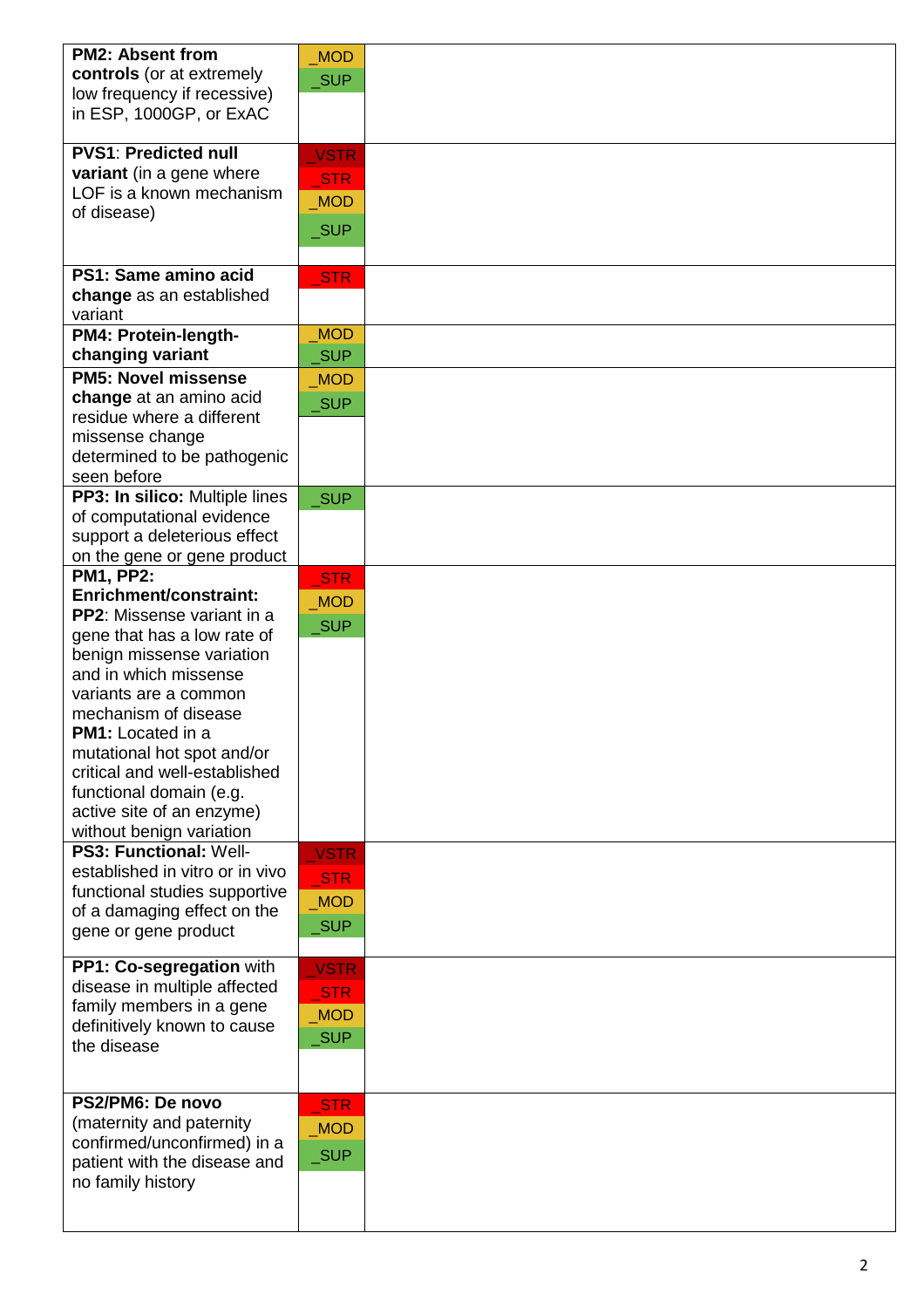| | | |
|---|---|---|
| **PM2: Absent from controls** (or at extremely low frequency if recessive) in ESP, 1000GP, or ExAC | _MOD<br>_SUP | |
| **PVS1**: **Predicted null variant** (in a gene where LOF is a known mechanism of disease) | _VSTR<br>_STR<br>_MOD<br>_SUP | |
| **PS1: Same amino acid change** as an established variant | _STR | |
| **PM4: Protein-length-changing variant** | _MOD<br>_SUP | |
| **PM5: Novel missense change** at an amino acid residue where a different missense change determined to be pathogenic seen before | _MOD<br>_SUP | |
| **PP3: In silico:** Multiple lines of computational evidence support a deleterious effect on the gene or gene product | _SUP | |
| **PM1, PP2: Enrichment/constraint:**<br>**PP2**: Missense variant in a gene that has a low rate of benign missense variation and in which missense variants are a common mechanism of disease<br>**PM1:** Located in a mutational hot spot and/or critical and well-established functional domain (e.g. active site of an enzyme) without benign variation | _STR<br>_MOD<br>_SUP | |
| **PS3: Functional:** Well-established in vitro or in vivo functional studies supportive of a damaging effect on the gene or gene product | _VSTR<br>_STR<br>_MOD<br>_SUP | |
| **PP1: Co-segregation** with disease in multiple affected family members in a gene definitively known to cause the disease | _VSTR<br>_STR<br>_MOD<br>_SUP | |
| **PS2/PM6: De novo** (maternity and paternity confirmed/unconfirmed) in a patient with the disease and no family history | _STR<br>_MOD<br>_SUP | |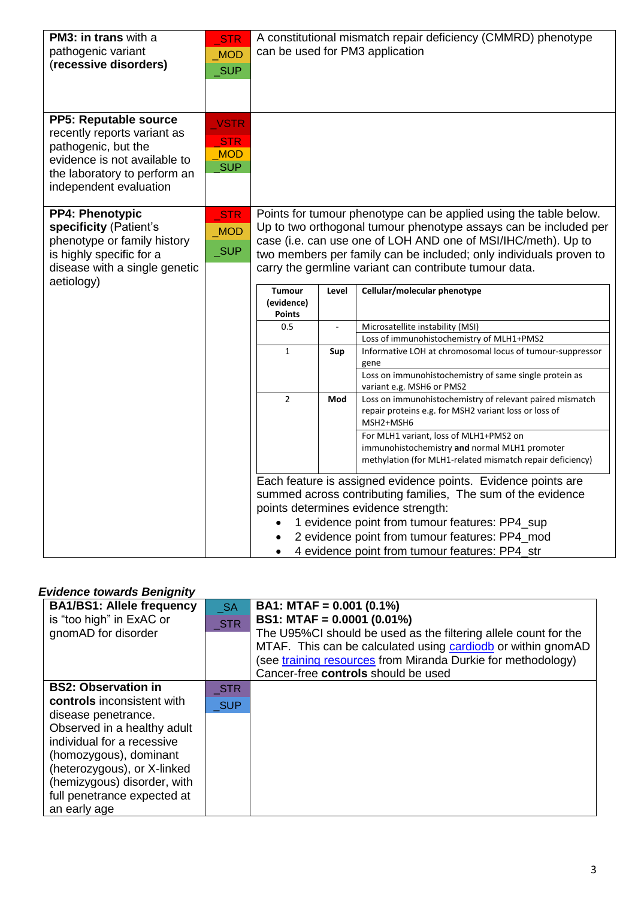| | | |
|---|---|---|
| **PM3: in trans** with a pathogenic variant (**recessive disorders)** | _STR<br>_MOD<br>_SUP | A constitutional mismatch repair deficiency (CMMRD) phenotype can be used for PM3 application |
| **PP5: Reputable source** recently reports variant as pathogenic, but the evidence is not available to the laboratory to perform an independent evaluation | _VSTR<br>_STR<br>_MOD<br>_SUP | |
| **PP4: Phenotypic specificity** (Patient's phenotype or family history is highly specific for a disease with a single genetic aetiology) | _STR<br>_MOD<br>_SUP | Points for tumour phenotype can be applied using the table below. Up to two orthogonal tumour phenotype assays can be included per case (i.e. can use one of LOH AND one of MSI/IHC/meth). Up to two members per family can be included; only individuals proven to carry the germline variant can contribute tumour data. (See table below.) Each feature is assigned evidence points. Evidence points are summed across contributing families, The sum of the evidence points determines evidence strength:<br>• 1 evidence point from tumour features: PP4_sup<br>• 2 evidence point from tumour features: PP4_mod<br>• 4 evidence point from tumour features: PP4_str |

| Tumour (evidence) Points | Level | Cellular/molecular phenotype |
|---|---|---|
| 0.5 | - | Microsatellite instability (MSI) |
| | | Loss of immunohistochemistry of MLH1+PMS2 |
| 1 | Sup | Informative LOH at chromosomal locus of tumour-suppressor gene |
| | | Loss on immunohistochemistry of same single protein as variant e.g. MSH6 or PMS2 |
| 2 | Mod | Loss on immunohistochemistry of relevant paired mismatch repair proteins e.g. for MSH2 variant loss or loss of MSH2+MSH6 |
| | | For MLH1 variant, loss of MLH1+PMS2 on immunohistochemistry **and** normal MLH1 promoter methylation (for MLH1-related mismatch repair deficiency) |

***Evidence towards Benignity***

| | | |
|---|---|---|
| **BA1/BS1: Allele frequency** is "too high" in ExAC or gnomAD for disorder | _SA<br>_STR | **BA1: MTAF = 0.001 (0.1%)**<br>**BS1: MTAF = 0.0001 (0.01%)**<br>The U95%CI should be used as the filtering allele count for the MTAF. This can be calculated using cardiodb or within gnomAD (see training resources from Miranda Durkie for methodology)<br>Cancer-free **controls** should be used |
| **BS2: Observation in controls** inconsistent with disease penetrance. Observed in a healthy adult individual for a recessive (homozygous), dominant (heterozygous), or X-linked (hemizygous) disorder, with full penetrance expected at an early age | _STR<br>_SUP | |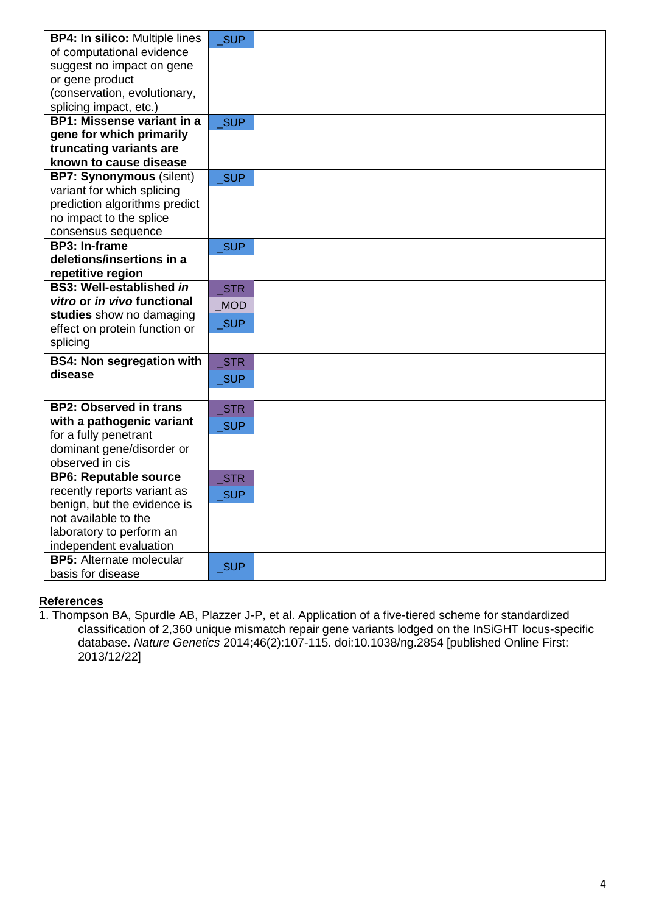| | | |
|---|---|---|
| **BP4: In silico:** Multiple lines of computational evidence suggest no impact on gene or gene product (conservation, evolutionary, splicing impact, etc.) | _SUP | |
| **BP1: Missense variant in a gene for which primarily truncating variants are known to cause disease** | _SUP | |
| **BP7: Synonymous** (silent) variant for which splicing prediction algorithms predict no impact to the splice consensus sequence | _SUP | |
| **BP3: In-frame deletions/insertions in a repetitive region** | _SUP | |
| **BS3: Well-established *in vitro* or *in vivo* functional studies** show no damaging effect on protein function or splicing | _STR<br>_MOD<br>_SUP | |
| **BS4: Non segregation with disease** | _STR<br>_SUP | |
| **BP2: Observed in trans with a pathogenic variant** for a fully penetrant dominant gene/disorder or observed in cis | _STR<br>_SUP | |
| **BP6: Reputable source** recently reports variant as benign, but the evidence is not available to the laboratory to perform an independent evaluation | _STR<br>_SUP | |
| **BP5:** Alternate molecular basis for disease | _SUP | |

## References

1. Thompson BA, Spurdle AB, Plazzer J-P, et al. Application of a five-tiered scheme for standardized classification of 2,360 unique mismatch repair gene variants lodged on the InSiGHT locus-specific database. *Nature Genetics* 2014;46(2):107-115. doi:10.1038/ng.2854 [published Online First: 2013/12/22]